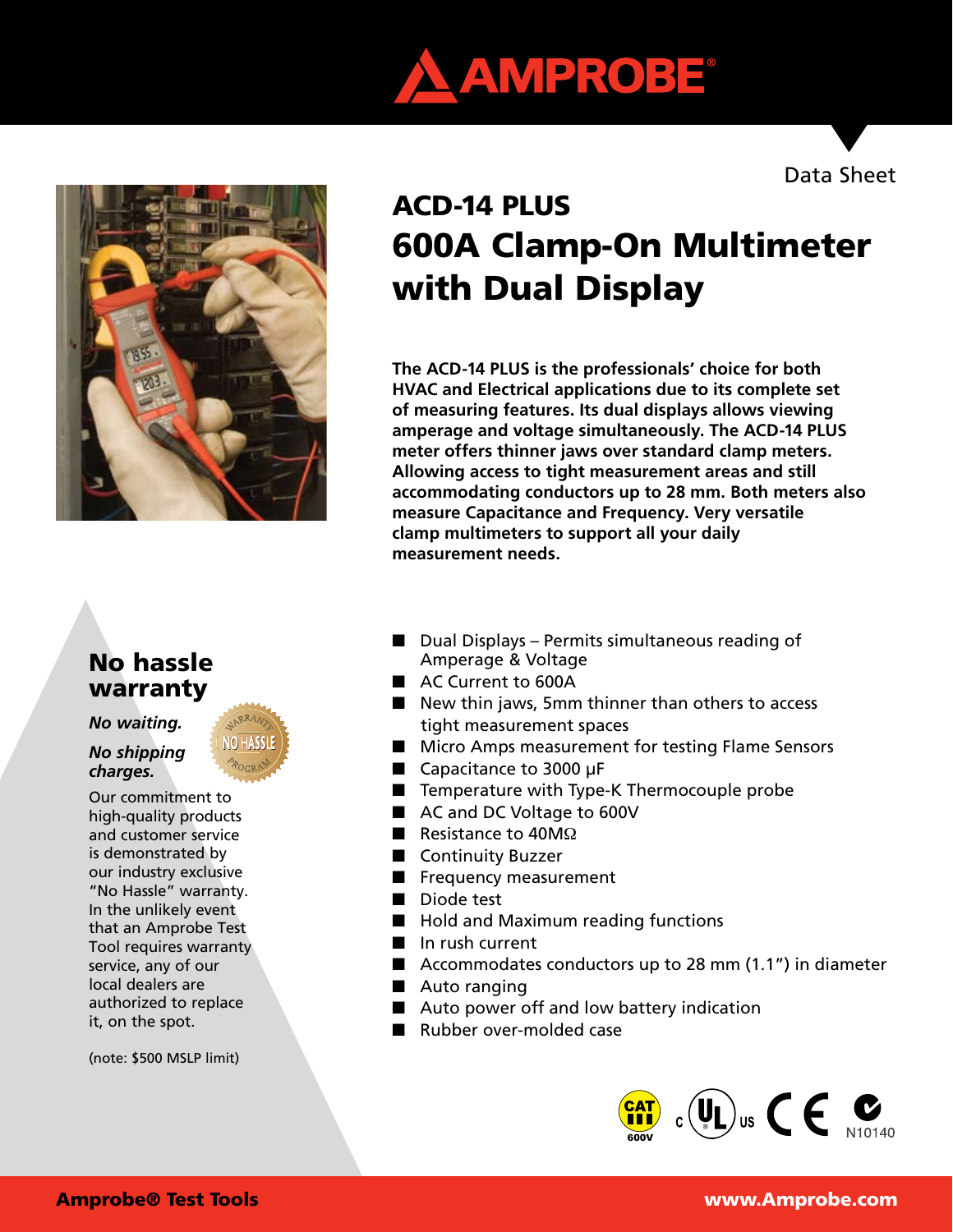AMPROBE®

Data Sheet

# ACD-14 PLUS
# 600A Clamp-On Multimeter with Dual Display

**The ACD-14 PLUS is the professionals' choice for both HVAC and Electrical applications due to its complete set of measuring features. Its dual displays allows viewing amperage and voltage simultaneously. The ACD-14 PLUS meter offers thinner jaws over standard clamp meters. Allowing access to tight measurement areas and still accommodating conductors up to 28 mm. Both meters also measure Capacitance and Frequency. Very versatile clamp multimeters to support all your daily measurement needs.**

## No hassle warranty

***No waiting.***

***No shipping charges.***

Our commitment to high-quality products and customer service is demonstrated by our industry exclusive "No Hassle" warranty. In the unlikely event that an Amprobe Test Tool requires warranty service, any of our local dealers are authorized to replace it, on the spot.

(note: $500 MSLP limit)

- Dual Displays – Permits simultaneous reading of Amperage & Voltage
- AC Current to 600A
- New thin jaws, 5mm thinner than others to access tight measurement spaces
- Micro Amps measurement for testing Flame Sensors
- Capacitance to 3000 µF
- Temperature with Type-K Thermocouple probe
- AC and DC Voltage to 600V
- Resistance to 40MΩ
- Continuity Buzzer
- Frequency measurement
- Diode test
- Hold and Maximum reading functions
- In rush current
- Accommodates conductors up to 28 mm (1.1") in diameter
- Auto ranging
- Auto power off and low battery indication
- Rubber over-molded case

CAT III 600V · c UL us · CE · N10140

**Amprobe® Test Tools** **www.Amprobe.com**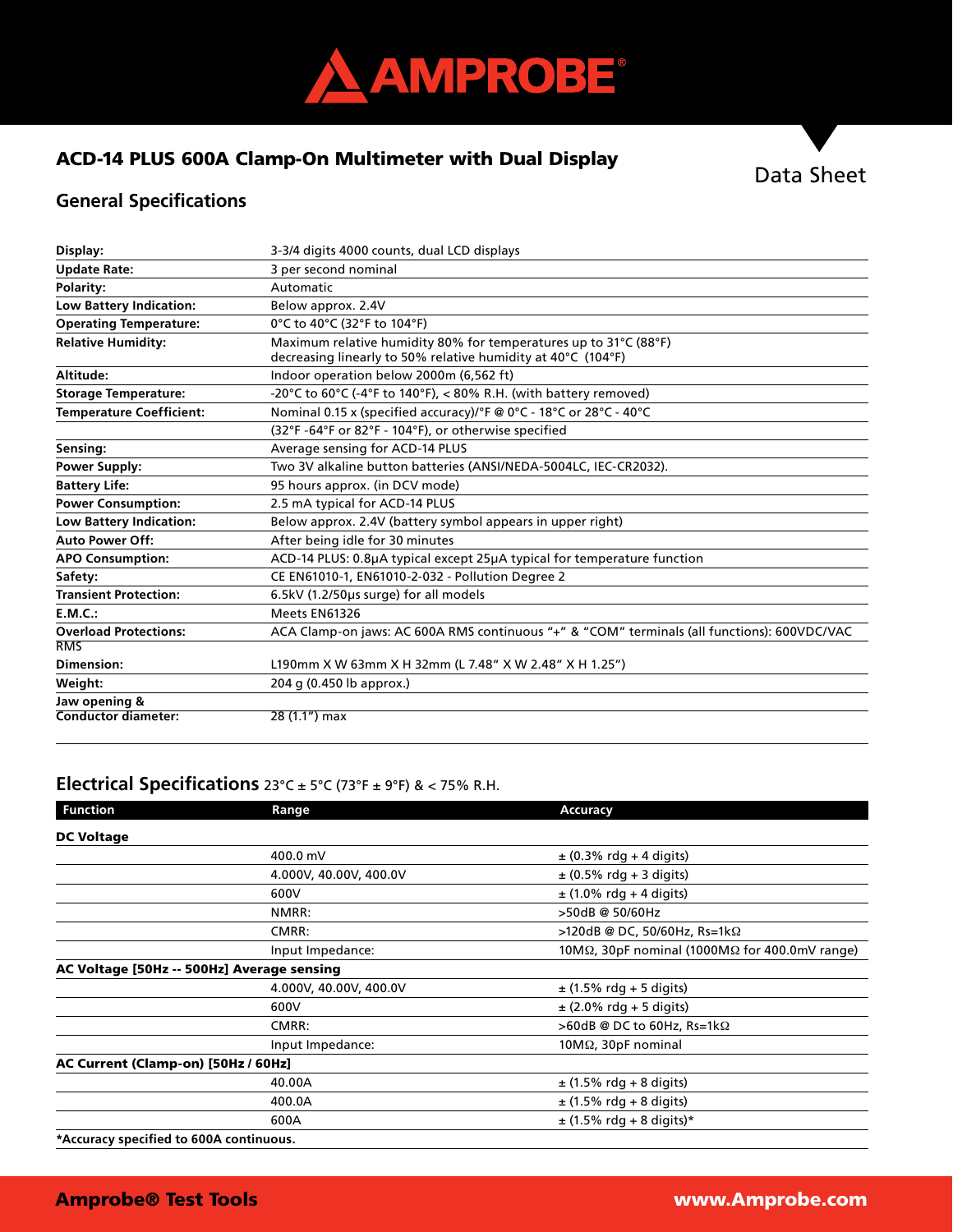# ACD-14 PLUS 600A Clamp-On Multimeter with Dual Display

Data Sheet

## General Specifications

| | |
|---|---|
| **Display:** | 3-3/4 digits 4000 counts, dual LCD displays |
| **Update Rate:** | 3 per second nominal |
| **Polarity:** | Automatic |
| **Low Battery Indication:** | Below approx. 2.4V |
| **Operating Temperature:** | 0°C to 40°C (32°F to 104°F) |
| **Relative Humidity:** | Maximum relative humidity 80% for temperatures up to 31°C (88°F) decreasing linearly to 50% relative humidity at 40°C (104°F) |
| **Altitude:** | Indoor operation below 2000m (6,562 ft) |
| **Storage Temperature:** | -20°C to 60°C (-4°F to 140°F), < 80% R.H. (with battery removed) |
| **Temperature Coefficient:** | Nominal 0.15 x (specified accuracy)/°F @ 0°C - 18°C or 28°C - 40°C |
| | (32°F -64°F or 82°F - 104°F), or otherwise specified |
| **Sensing:** | Average sensing for ACD-14 PLUS |
| **Power Supply:** | Two 3V alkaline button batteries (ANSI/NEDA-5004LC, IEC-CR2032). |
| **Battery Life:** | 95 hours approx. (in DCV mode) |
| **Power Consumption:** | 2.5 mA typical for ACD-14 PLUS |
| **Low Battery Indication:** | Below approx. 2.4V (battery symbol appears in upper right) |
| **Auto Power Off:** | After being idle for 30 minutes |
| **APO Consumption:** | ACD-14 PLUS: 0.8µA typical except 25µA typical for temperature function |
| **Safety:** | CE EN61010-1, EN61010-2-032 - Pollution Degree 2 |
| **Transient Protection:** | 6.5kV (1.2/50µs surge) for all models |
| **E.M.C.:** | Meets EN61326 |
| **Overload Protections:** | ACA Clamp-on jaws: AC 600A RMS continuous "+" & "COM" terminals (all functions): 600VDC/VAC RMS |
| **Dimension:** | L190mm X W 63mm X H 32mm (L 7.48" X W 2.48" X H 1.25") |
| **Weight:** | 204 g (0.450 lb approx.) |
| **Jaw opening & Conductor diameter:** | 28 (1.1") max |

## Electrical Specifications 23°C ± 5°C (73°F ± 9°F) & < 75% R.H.

| Function | Range | Accuracy |
|---|---|---|
| **DC Voltage** | | |
| | 400.0 mV | ± (0.3% rdg + 4 digits) |
| | 4.000V, 40.00V, 400.0V | ± (0.5% rdg + 3 digits) |
| | 600V | ± (1.0% rdg + 4 digits) |
| | NMRR: | >50dB @ 50/60Hz |
| | CMRR: | >120dB @ DC, 50/60Hz, Rs=1kΩ |
| | Input Impedance: | 10MΩ, 30pF nominal (1000MΩ for 400.0mV range) |
| **AC Voltage [50Hz -- 500Hz] Average sensing** | | |
| | 4.000V, 40.00V, 400.0V | ± (1.5% rdg + 5 digits) |
| | 600V | ± (2.0% rdg + 5 digits) |
| | CMRR: | >60dB @ DC to 60Hz, Rs=1kΩ |
| | Input Impedance: | 10MΩ, 30pF nominal |
| **AC Current (Clamp-on) [50Hz / 60Hz]** | | |
| | 40.00A | ± (1.5% rdg + 8 digits) |
| | 400.0A | ± (1.5% rdg + 8 digits) |
| | 600A | ± (1.5% rdg + 8 digits)* |

***Accuracy specified to 600A continuous.**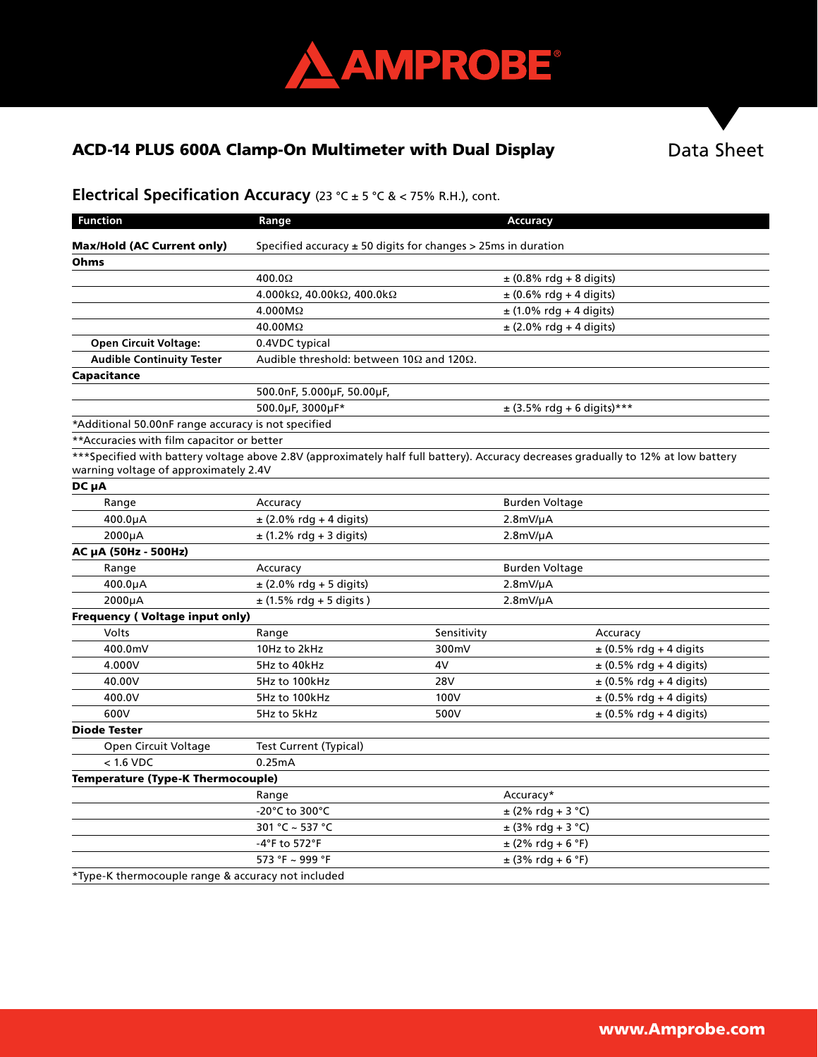# ACD-14 PLUS 600A Clamp-On Multimeter with Dual Display

Data Sheet

## Electrical Specification Accuracy (23 °C ± 5 °C & < 75% R.H.), cont.

| Function | Range | | Accuracy |
|---|---|---|---|
| **Max/Hold (AC Current only)** | Specified accuracy ± 50 digits for changes > 25ms in duration | | |
| **Ohms** | | | |
| | 400.0Ω | | ± (0.8% rdg + 8 digits) |
| | 4.000kΩ, 40.00kΩ, 400.0kΩ | | ± (0.6% rdg + 4 digits) |
| | 4.000MΩ | | ± (1.0% rdg + 4 digits) |
| | 40.00MΩ | | ± (2.0% rdg + 4 digits) |
| **Open Circuit Voltage:** | 0.4VDC typical | | |
| **Audible Continuity Tester** | Audible threshold: between 10Ω and 120Ω. | | |
| **Capacitance** | | | |
| | 500.0nF, 5.000μF, 50.00μF, | | |
| | 500.0μF, 3000μF* | | ± (3.5% rdg + 6 digits)*** |
| *Additional 50.00nF range accuracy is not specified | | | |
| **Accuracies with film capacitor or better | | | |
| ***Specified with battery voltage above 2.8V (approximately half full battery). Accuracy decreases gradually to 12% at low battery warning voltage of approximately 2.4V | | | |
| **DC μA** | | | |
| Range | Accuracy | | Burden Voltage |
| 400.0μA | ± (2.0% rdg + 4 digits) | | 2.8mV/μA |
| 2000μA | ± (1.2% rdg + 3 digits) | | 2.8mV/μA |
| **AC μA (50Hz - 500Hz)** | | | |
| Range | Accuracy | | Burden Voltage |
| 400.0μA | ± (2.0% rdg + 5 digits) | | 2.8mV/μA |
| 2000μA | ± (1.5% rdg + 5 digits ) | | 2.8mV/μA |
| **Frequency ( Voltage input only)** | | | |
| Volts | Range | Sensitivity | Accuracy |
| 400.0mV | 10Hz to 2kHz | 300mV | ± (0.5% rdg + 4 digits |
| 4.000V | 5Hz to 40kHz | 4V | ± (0.5% rdg + 4 digits) |
| 40.00V | 5Hz to 100kHz | 28V | ± (0.5% rdg + 4 digits) |
| 400.0V | 5Hz to 100kHz | 100V | ± (0.5% rdg + 4 digits) |
| 600V | 5Hz to 5kHz | 500V | ± (0.5% rdg + 4 digits) |
| **Diode Tester** | | | |
| Open Circuit Voltage | Test Current (Typical) | | |
| < 1.6 VDC | 0.25mA | | |
| **Temperature (Type-K Thermocouple)** | | | |
| | Range | | Accuracy* |
| | -20°C to 300°C | | ± (2% rdg + 3 °C) |
| | 301 °C ~ 537 °C | | ± (3% rdg + 3 °C) |
| | -4°F to 572°F | | ± (2% rdg + 6 °F) |
| | 573 °F ~ 999 °F | | ± (3% rdg + 6 °F) |
| *Type-K thermocouple range & accuracy not included | | | |

www.Amprobe.com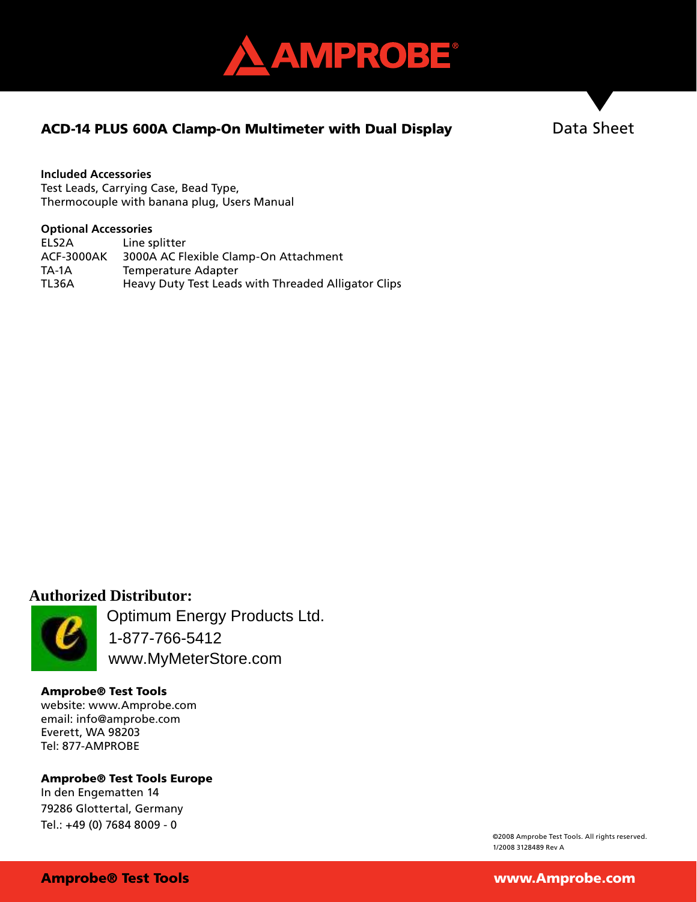## ACD-14 PLUS 600A Clamp-On Multimeter with Dual Display

Data Sheet

**Included Accessories**
Test Leads, Carrying Case, Bead Type,
Thermocouple with banana plug, Users Manual

**Optional Accessories**

| | |
|---|---|
| ELS2A | Line splitter |
| ACF-3000AK | 3000A AC Flexible Clamp-On Attachment |
| TA-1A | Temperature Adapter |
| TL36A | Heavy Duty Test Leads with Threaded Alligator Clips |

**Authorized Distributor:**

Optimum Energy Products Ltd.
1-877-766-5412
www.MyMeterStore.com

**Amprobe® Test Tools**
website: www.Amprobe.com
email: info@amprobe.com
Everett, WA 98203
Tel: 877-AMPROBE

**Amprobe® Test Tools Europe**
In den Engematten 14
79286 Glottertal, Germany
Tel.: +49 (0) 7684 8009 - 0

©2008 Amprobe Test Tools. All rights reserved.
1/2008 3128489 Rev A

**Amprobe® Test Tools** **www.Amprobe.com**